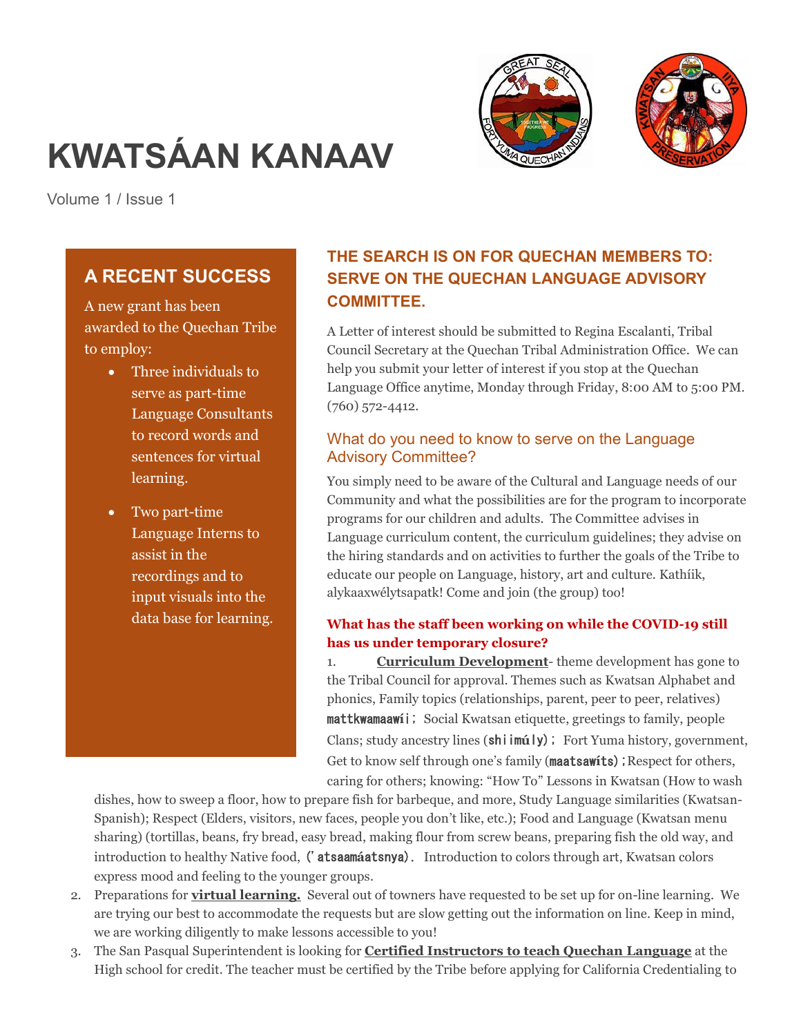# KWATSÁAN KANAAV

Volume 1 / Issue 1

## A RECENT SUCCESS

A new grant has been awarded to the Quechan Tribe to employ:

- Three individuals to serve as part-time Language Consultants to record words and sentences for virtual learning.
- Two part-time Language Interns to assist in the recordings and to input visuals into the data base for learning.

## THE SEARCH IS ON FOR QUECHAN MEMBERS TO: SERVE ON THE QUECHAN LANGUAGE ADVISORY COMMITTEE.

A Letter of interest should be submitted to Regina Escalanti, Tribal Council Secretary at the Quechan Tribal Administration Office. We can help you submit your letter of interest if you stop at the Quechan Language Office anytime, Monday through Friday, 8:00 AM to 5:00 PM. (760) 572-4412.

### What do you need to know to serve on the Language Advisory Committee?

You simply need to be aware of the Cultural and Language needs of our Community and what the possibilities are for the program to incorporate programs for our children and adults. The Committee advises in Language curriculum content, the curriculum guidelines; they advise on the hiring standards and on activities to further the goals of the Tribe to educate our people on Language, history, art and culture. Kathíik, alykaaxwélytsapatk! Come and join (the group) too!

**What has the staff been working on while the COVID-19 still has us under temporary closure?**

1. **Curriculum Development**- theme development has gone to the Tribal Council for approval. Themes such as Kwatsan Alphabet and phonics, Family topics (relationships, parent, peer to peer, relatives) **mattkwamaawíi**; Social Kwatsan etiquette, greetings to family, people Clans; study ancestry lines (**shiimúly**); Fort Yuma history, government, Get to know self through one's family (**maatsawíts**);Respect for others, caring for others; knowing: "How To" Lessons in Kwatsan (How to wash dishes, how to sweep a floor, how to prepare fish for barbeque, and more, Study Language similarities (Kwatsan-Spanish); Respect (Elders, visitors, new faces, people you don't like, etc.); Food and Language (Kwatsan menu sharing) (tortillas, beans, fry bread, easy bread, making flour from screw beans, preparing fish the old way, and introduction to healthy Native food, (**'atsaamáatsnya**). Introduction to colors through art, Kwatsan colors express mood and feeling to the younger groups.
2. Preparations for **virtual learning.** Several out of towners have requested to be set up for on-line learning. We are trying our best to accommodate the requests but are slow getting out the information on line. Keep in mind, we are working diligently to make lessons accessible to you!
3. The San Pasqual Superintendent is looking for **Certified Instructors to teach Quechan Language** at the High school for credit. The teacher must be certified by the Tribe before applying for California Credentialing to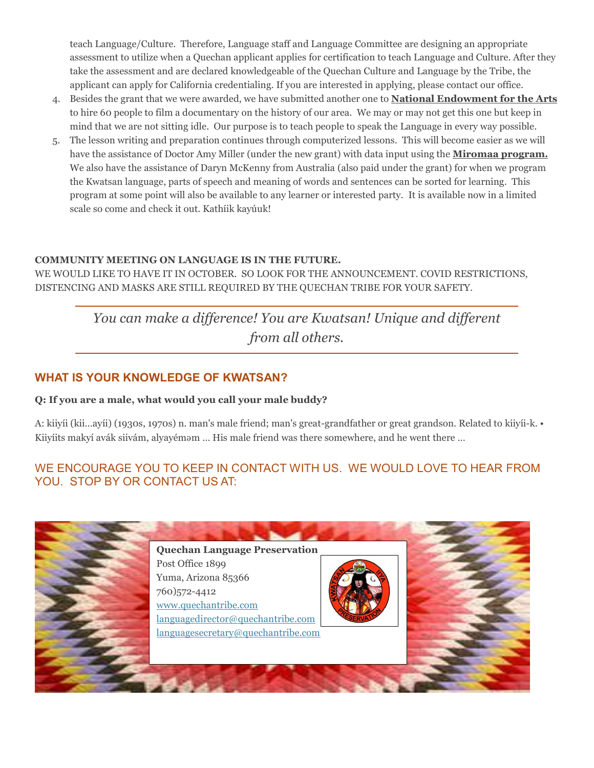teach Language/Culture. Therefore, Language staff and Language Committee are designing an appropriate assessment to utilize when a Quechan applicant applies for certification to teach Language and Culture. After they take the assessment and are declared knowledgeable of the Quechan Culture and Language by the Tribe, the applicant can apply for California credentialing. If you are interested in applying, please contact our office.

4. Besides the grant that we were awarded, we have submitted another one to **National Endowment for the Arts** to hire 60 people to film a documentary on the history of our area. We may or may not get this one but keep in mind that we are not sitting idle. Our purpose is to teach people to speak the Language in every way possible.
5. The lesson writing and preparation continues through computerized lessons. This will become easier as we will have the assistance of Doctor Amy Miller (under the new grant) with data input using the **Miromaa program.** We also have the assistance of Daryn McKenny from Australia (also paid under the grant) for when we program the Kwatsan language, parts of speech and meaning of words and sentences can be sorted for learning. This program at some point will also be available to any learner or interested party. It is available now in a limited scale so come and check it out. Kathíik kayúuk!

**COMMUNITY MEETING ON LANGUAGE IS IN THE FUTURE.**

WE WOULD LIKE TO HAVE IT IN OCTOBER. SO LOOK FOR THE ANNOUNCEMENT. COVID RESTRICTIONS, DISTENCING AND MASKS ARE STILL REQUIRED BY THE QUECHAN TRIBE FOR YOUR SAFETY.

---

*You can make a difference! You are Kwatsan! Unique and different from all others.*

---

## WHAT IS YOUR KNOWLEDGE OF KWATSAN?

**Q: If you are a male, what would you call your male buddy?**

A: kiiyíi (kii...ayíi) (1930s, 1970s) n. man's male friend; man's great-grandfather or great grandson. Related to kiiyíi-k. • Kiiyíits makyí avák siivám, alyayéməm ... His male friend was there somewhere, and he went there ...

## WE ENCOURAGE YOU TO KEEP IN CONTACT WITH US. WE WOULD LOVE TO HEAR FROM YOU. STOP BY OR CONTACT US AT:

**Quechan Language Preservation**
Post Office 1899
Yuma, Arizona 85366
760)572-4412
www.quechantribe.com
languagedirector@quechantribe.com
languagesecretary@quechantribe.com